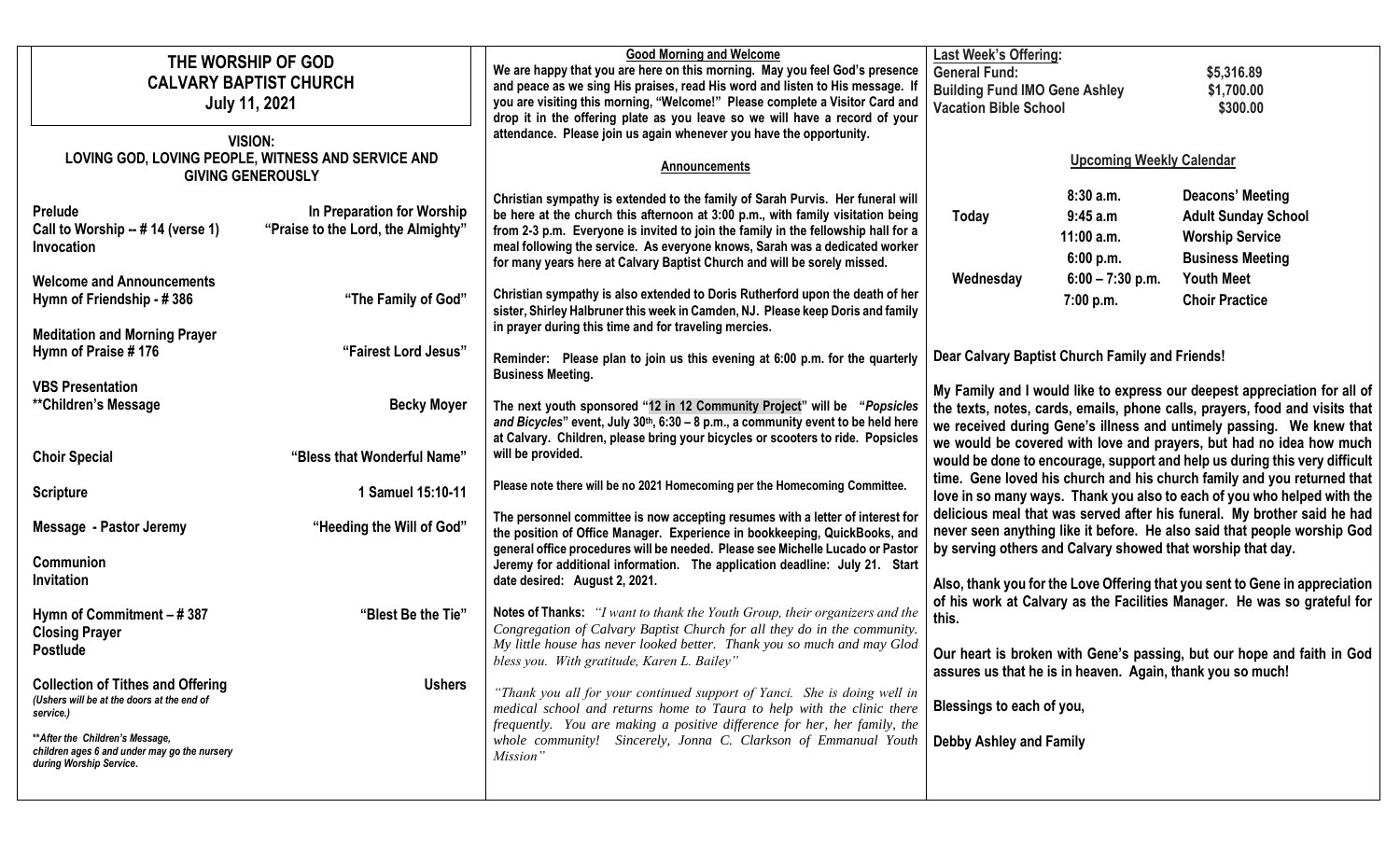# THE WORSHIP OF GOD
## CALVARY BAPTIST CHURCH
### July 11, 2021

**VISION:**
**LOVING GOD, LOVING PEOPLE, WITNESS AND SERVICE AND GIVING GENEROUSLY**

| | |
|---|---|
| **Prelude** | **In Preparation for Worship** |
| **Call to Worship -- # 14 (verse 1)** | **"Praise to the Lord, the Almighty"** |
| **Invocation** | |
| **Welcome and Announcements** | |
| **Hymn of Friendship - # 386** | **"The Family of God"** |
| **Meditation and Morning Prayer** | |
| **Hymn of Praise # 176** | **"Fairest Lord Jesus"** |
| **VBS Presentation** | |
| **\*\*Children's Message** | **Becky Moyer** |
| **Choir Special** | **"Bless that Wonderful Name"** |
| **Scripture** | **1 Samuel 15:10-11** |
| **Message - Pastor Jeremy** | **"Heeding the Will of God"** |
| **Communion** | |
| **Invitation** | |
| **Hymn of Commitment – # 387** | **"Blest Be the Tie"** |
| **Closing Prayer** | |
| **Postlude** | |
| **Collection of Tithes and Offering** | **Ushers** |

***(Ushers will be at the doors at the end of service.)***

***\*\*After the Children's Message, children ages 6 and under may go the nursery during Worship Service.***

### Good Morning and Welcome

**We are happy that you are here on this morning. May you feel God's presence and peace as we sing His praises, read His word and listen to His message. If you are visiting this morning, "Welcome!" Please complete a Visitor Card and drop it in the offering plate as you leave so we will have a record of your attendance. Please join us again whenever you have the opportunity.**

### Announcements

**Christian sympathy is extended to the family of Sarah Purvis. Her funeral will be here at the church this afternoon at 3:00 p.m., with family visitation being from 2-3 p.m. Everyone is invited to join the family in the fellowship hall for a meal following the service. As everyone knows, Sarah was a dedicated worker for many years here at Calvary Baptist Church and will be sorely missed.**

**Christian sympathy is also extended to Doris Rutherford upon the death of her sister, Shirley Halbruner this week in Camden, NJ. Please keep Doris and family in prayer during this time and for traveling mercies.**

**Reminder: Please plan to join us this evening at 6:00 p.m. for the quarterly Business Meeting.**

**The next youth sponsored "12 in 12 Community Project" will be "*Popsicles and Bicycles*" event, July 30th, 6:30 – 8 p.m., a community event to be held here at Calvary. Children, please bring your bicycles or scooters to ride. Popsicles will be provided.**

**Please note there will be no 2021 Homecoming per the Homecoming Committee.**

**The personnel committee is now accepting resumes with a letter of interest for the position of Office Manager. Experience in bookkeeping, QuickBooks, and general office procedures will be needed. Please see Michelle Lucado or Pastor Jeremy for additional information. The application deadline: July 21. Start date desired: August 2, 2021.**

**Notes of Thanks:** *"I want to thank the Youth Group, their organizers and the Congregation of Calvary Baptist Church for all they do in the community. My little house has never looked better. Thank you so much and may Glod bless you. With gratitude, Karen L. Bailey"*

*"Thank you all for your continued support of Yanci. She is doing well in medical school and returns home to Taura to help with the clinic there frequently. You are making a positive difference for her, her family, the whole community! Sincerely, Jonna C. Clarkson of Emmanual Youth Mission"*

**Last Week's Offering:**

| | |
|---|---|
| **General Fund:** | **$5,316.89** |
| **Building Fund IMO Gene Ashley** | **$1,700.00** |
| **Vacation Bible School** | **$300.00** |

### Upcoming Weekly Calendar

| | | |
|---|---|---|
| | **8:30 a.m.** | **Deacons' Meeting** |
| **Today** | **9:45 a.m** | **Adult Sunday School** |
| | **11:00 a.m.** | **Worship Service** |
| | **6:00 p.m.** | **Business Meeting** |
| **Wednesday** | **6:00 – 7:30 p.m.** | **Youth Meet** |
| | **7:00 p.m.** | **Choir Practice** |

**Dear Calvary Baptist Church Family and Friends!**

**My Family and I would like to express our deepest appreciation for all of the texts, notes, cards, emails, phone calls, prayers, food and visits that we received during Gene's illness and untimely passing. We knew that we would be covered with love and prayers, but had no idea how much would be done to encourage, support and help us during this very difficult time. Gene loved his church and his church family and you returned that love in so many ways. Thank you also to each of you who helped with the delicious meal that was served after his funeral. My brother said he had never seen anything like it before. He also said that people worship God by serving others and Calvary showed that worship that day.**

**Also, thank you for the Love Offering that you sent to Gene in appreciation of his work at Calvary as the Facilities Manager. He was so grateful for this.**

**Our heart is broken with Gene's passing, but our hope and faith in God assures us that he is in heaven. Again, thank you so much!**

**Blessings to each of you,**

**Debby Ashley and Family**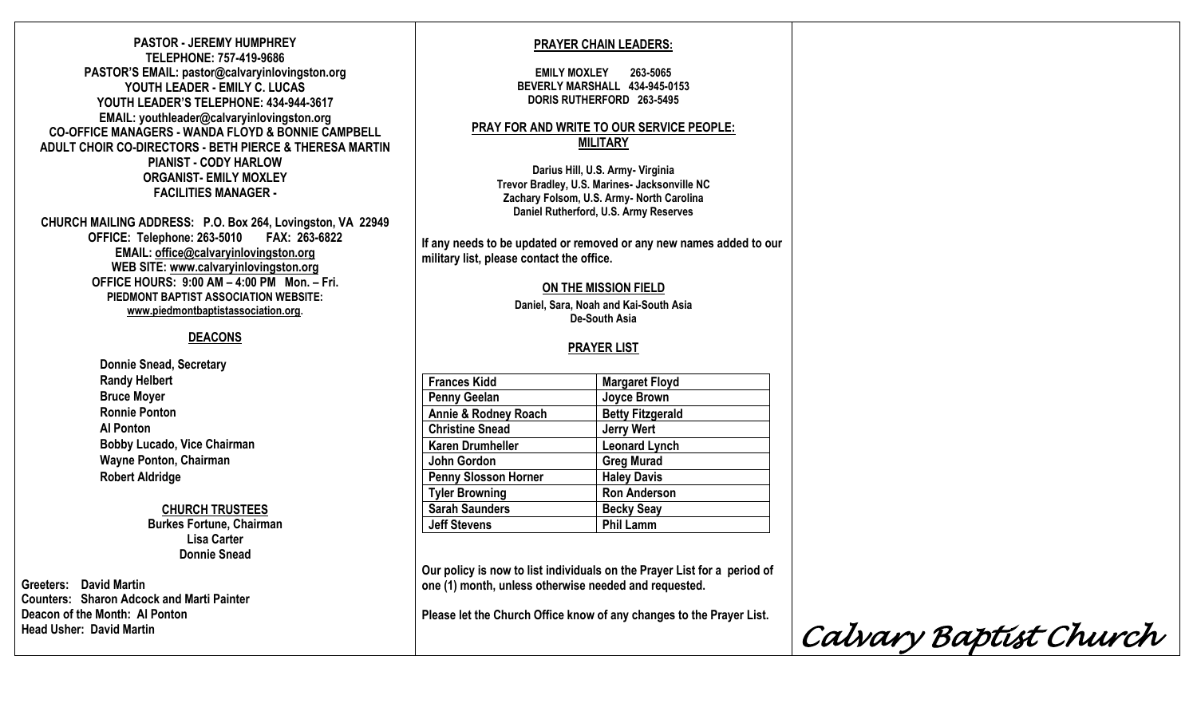**PASTOR - JEREMY HUMPHREY**
**TELEPHONE: 757-419-9686**
**PASTOR'S EMAIL: pastor@calvaryinlovingston.org**
**YOUTH LEADER - EMILY C. LUCAS**
**YOUTH LEADER'S TELEPHONE: 434-944-3617**
**EMAIL: youthleader@calvaryinlovingston.org**
**CO-OFFICE MANAGERS - WANDA FLOYD & BONNIE CAMPBELL**
**ADULT CHOIR CO-DIRECTORS - BETH PIERCE & THERESA MARTIN**
**PIANIST - CODY HARLOW**
**ORGANIST- EMILY MOXLEY**
**FACILITIES MANAGER -**

**CHURCH MAILING ADDRESS: P.O. Box 264, Lovingston, VA 22949**
**OFFICE: Telephone: 263-5010 FAX: 263-6822**
**EMAIL: office@calvaryinlovingston.org**
**WEB SITE: www.calvaryinlovingston.org**
**OFFICE HOURS: 9:00 AM – 4:00 PM Mon. – Fri.**
**PIEDMONT BAPTIST ASSOCIATION WEBSITE:**
**www.piedmontbaptistassociation.org.**

## DEACONS

**Donnie Snead, Secretary**
**Randy Helbert**
**Bruce Moyer**
**Ronnie Ponton**
**Al Ponton**
**Bobby Lucado, Vice Chairman**
**Wayne Ponton, Chairman**
**Robert Aldridge**

## CHURCH TRUSTEES

**Burkes Fortune, Chairman**
**Lisa Carter**
**Donnie Snead**

**Greeters: David Martin**
**Counters: Sharon Adcock and Marti Painter**
**Deacon of the Month: Al Ponton**
**Head Usher: David Martin**

## PRAYER CHAIN LEADERS:

**EMILY MOXLEY 263-5065**
**BEVERLY MARSHALL 434-945-0153**
**DORIS RUTHERFORD 263-5495**

## PRAY FOR AND WRITE TO OUR SERVICE PEOPLE:

### MILITARY

**Darius Hill, U.S. Army- Virginia**
**Trevor Bradley, U.S. Marines- Jacksonville NC**
**Zachary Folsom, U.S. Army- North Carolina**
**Daniel Rutherford, U.S. Army Reserves**

**If any needs to be updated or removed or any new names added to our military list, please contact the office.**

### ON THE MISSION FIELD

**Daniel, Sara, Noah and Kai-South Asia**
**De-South Asia**

## PRAYER LIST

| | |
|---|---|
| Frances Kidd | Margaret Floyd |
| Penny Geelan | Joyce Brown |
| Annie & Rodney Roach | Betty Fitzgerald |
| Christine Snead | Jerry Wert |
| Karen Drumheller | Leonard Lynch |
| John Gordon | Greg Murad |
| Penny Slosson Horner | Haley Davis |
| Tyler Browning | Ron Anderson |
| Sarah Saunders | Becky Seay |
| Jeff Stevens | Phil Lamm |

**Our policy is now to list individuals on the Prayer List for a period of one (1) month, unless otherwise needed and requested.**

**Please let the Church Office know of any changes to the Prayer List.**

# *Calvary Baptist Church*